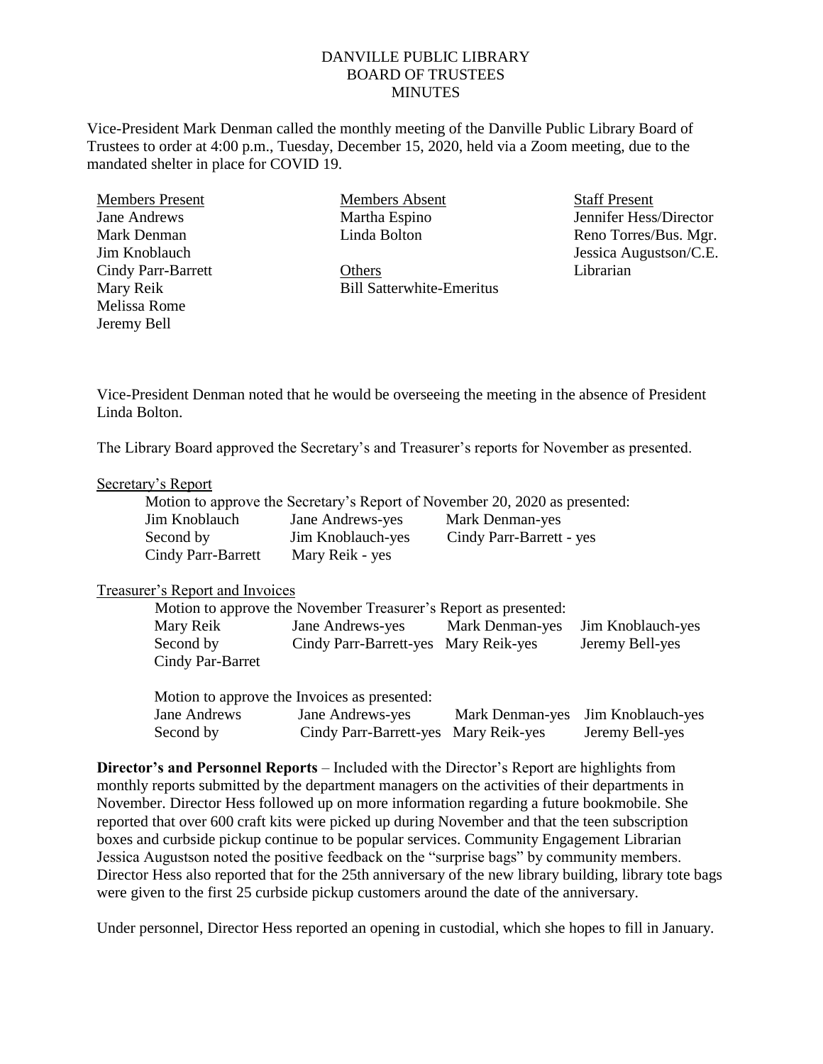# DANVILLE PUBLIC LIBRARY
## BOARD OF TRUSTEES
## MINUTES

Vice-President Mark Denman called the monthly meeting of the Danville Public Library Board of Trustees to order at 4:00 p.m., Tuesday, December 15, 2020, held via a Zoom meeting, due to the mandated shelter in place for COVID 19.

| Members Present | Members Absent | Staff Present |
|---|---|---|
| Jane Andrews | Martha Espino | Jennifer Hess/Director |
| Mark Denman | Linda Bolton | Reno Torres/Bus. Mgr. |
| Jim Knoblauch | | Jessica Augustson/C.E. |
| Cindy Parr-Barrett | Others | Librarian |
| Mary Reik | Bill Satterwhite-Emeritus | |
| Melissa Rome | | |
| Jeremy Bell | | |

Vice-President Denman noted that he would be overseeing the meeting in the absence of President Linda Bolton.

The Library Board approved the Secretary's and Treasurer's reports for November as presented.

Secretary's Report

Motion to approve the Secretary's Report of November 20, 2020 as presented:

| | | |
|---|---|---|
| Jim Knoblauch | Jane Andrews-yes | Mark Denman-yes |
| Second by | Jim Knoblauch-yes | Cindy Parr-Barrett - yes |
| Cindy Parr-Barrett | Mary Reik - yes | |

Treasurer's Report and Invoices

Motion to approve the November Treasurer's Report as presented:

| | | | |
|---|---|---|---|
| Mary Reik | Jane Andrews-yes | Mark Denman-yes | Jim Knoblauch-yes |
| Second by | Cindy Parr-Barrett-yes | Mary Reik-yes | Jeremy Bell-yes |
| Cindy Par-Barret | | | |

Motion to approve the Invoices as presented:

| | | | |
|---|---|---|---|
| Jane Andrews | Jane Andrews-yes | Mark Denman-yes | Jim Knoblauch-yes |
| Second by | Cindy Parr-Barrett-yes | Mary Reik-yes | Jeremy Bell-yes |

**Director's and Personnel Reports** – Included with the Director's Report are highlights from monthly reports submitted by the department managers on the activities of their departments in November. Director Hess followed up on more information regarding a future bookmobile. She reported that over 600 craft kits were picked up during November and that the teen subscription boxes and curbside pickup continue to be popular services. Community Engagement Librarian Jessica Augustson noted the positive feedback on the "surprise bags" by community members. Director Hess also reported that for the 25th anniversary of the new library building, library tote bags were given to the first 25 curbside pickup customers around the date of the anniversary.

Under personnel, Director Hess reported an opening in custodial, which she hopes to fill in January.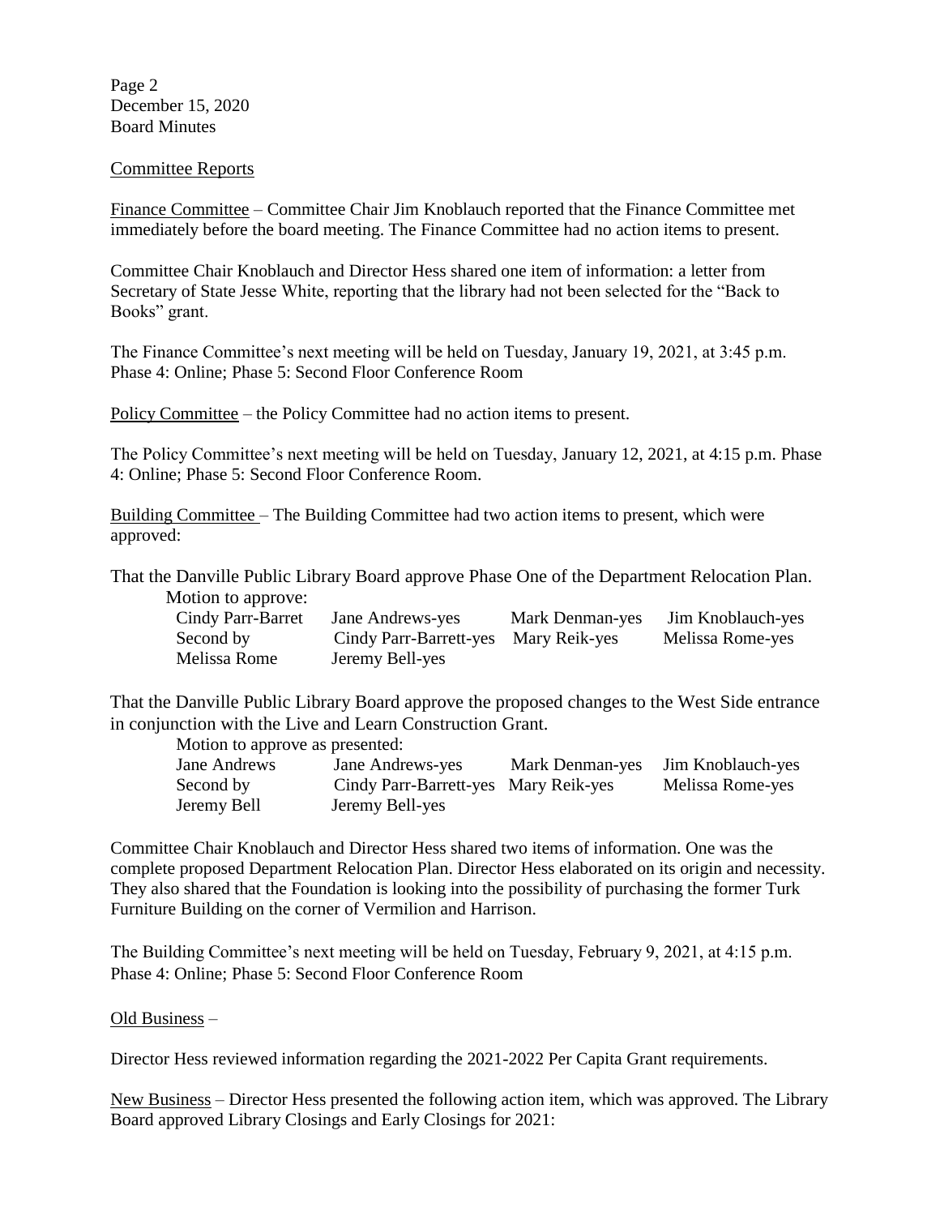Committee Reports

Finance Committee – Committee Chair Jim Knoblauch reported that the Finance Committee met immediately before the board meeting. The Finance Committee had no action items to present.

Committee Chair Knoblauch and Director Hess shared one item of information: a letter from Secretary of State Jesse White, reporting that the library had not been selected for the "Back to Books" grant.

The Finance Committee's next meeting will be held on Tuesday, January 19, 2021, at 3:45 p.m. Phase 4: Online; Phase 5: Second Floor Conference Room

Policy Committee – the Policy Committee had no action items to present.

The Policy Committee's next meeting will be held on Tuesday, January 12, 2021, at 4:15 p.m. Phase 4: Online; Phase 5: Second Floor Conference Room.

Building Committee – The Building Committee had two action items to present, which were approved:

That the Danville Public Library Board approve Phase One of the Department Relocation Plan.

| Motion to approve: | | | |
|---|---|---|---|
| Cindy Parr-Barret | Jane Andrews-yes | Mark Denman-yes | Jim Knoblauch-yes |
| Second by | Cindy Parr-Barrett-yes | Mary Reik-yes | Melissa Rome-yes |
| Melissa Rome | Jeremy Bell-yes | | |

That the Danville Public Library Board approve the proposed changes to the West Side entrance in conjunction with the Live and Learn Construction Grant.

| Motion to approve as presented: | | | |
|---|---|---|---|
| Jane Andrews | Jane Andrews-yes | Mark Denman-yes | Jim Knoblauch-yes |
| Second by | Cindy Parr-Barrett-yes | Mary Reik-yes | Melissa Rome-yes |
| Jeremy Bell | Jeremy Bell-yes | | |

Committee Chair Knoblauch and Director Hess shared two items of information. One was the complete proposed Department Relocation Plan. Director Hess elaborated on its origin and necessity. They also shared that the Foundation is looking into the possibility of purchasing the former Turk Furniture Building on the corner of Vermilion and Harrison.

The Building Committee's next meeting will be held on Tuesday, February 9, 2021, at 4:15 p.m. Phase 4: Online; Phase 5: Second Floor Conference Room

Old Business –

Director Hess reviewed information regarding the 2021-2022 Per Capita Grant requirements.

New Business – Director Hess presented the following action item, which was approved. The Library Board approved Library Closings and Early Closings for 2021: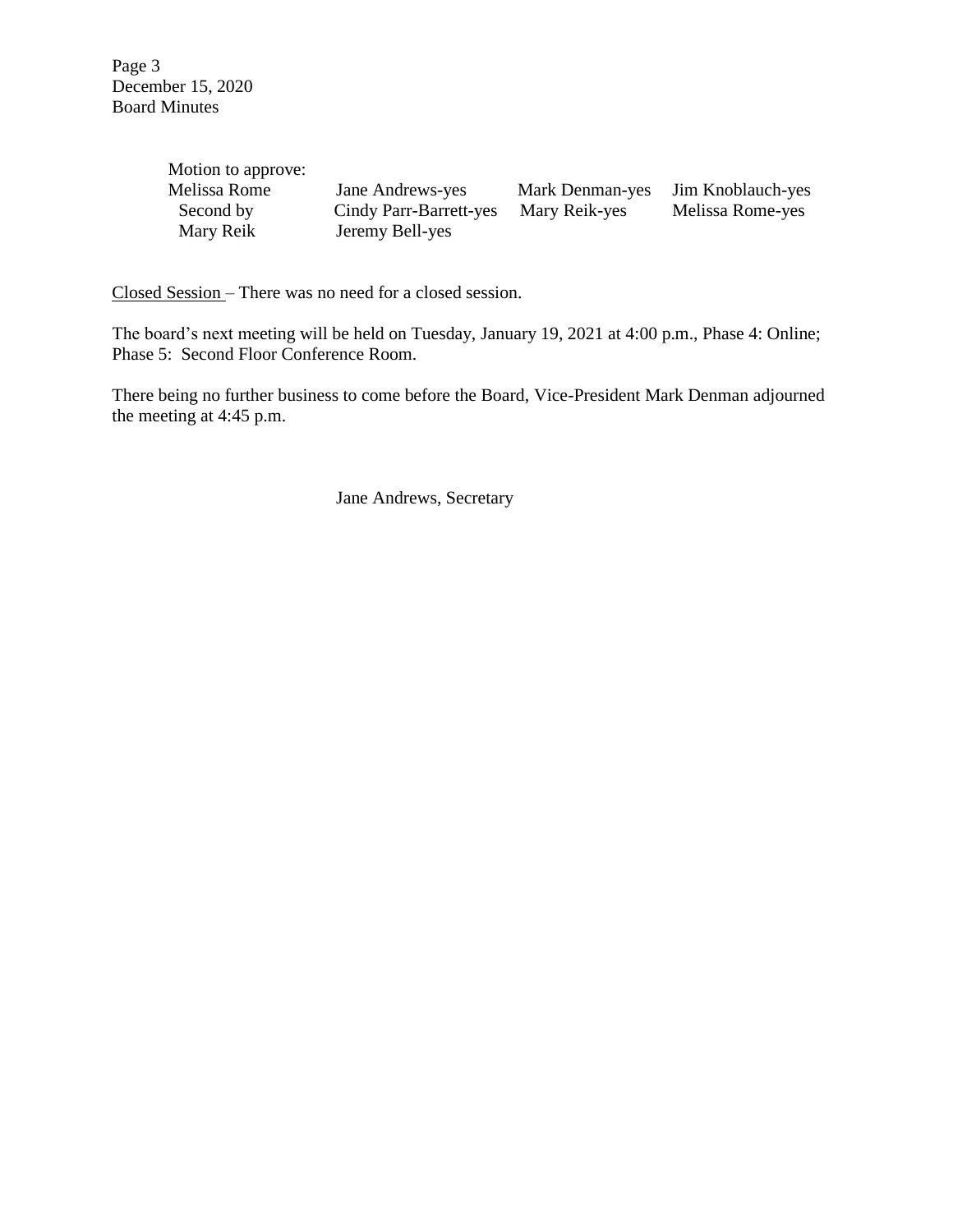Motion to approve:

| | | | |
|---|---|---|---|
| Melissa Rome | Jane Andrews-yes | Mark Denman-yes | Jim Knoblauch-yes |
| Second by | Cindy Parr-Barrett-yes | Mary Reik-yes | Melissa Rome-yes |
| Mary Reik | Jeremy Bell-yes | | |

Closed Session – There was no need for a closed session.

The board's next meeting will be held on Tuesday, January 19, 2021 at 4:00 p.m., Phase 4: Online; Phase 5: Second Floor Conference Room.

There being no further business to come before the Board, Vice-President Mark Denman adjourned the meeting at 4:45 p.m.

Jane Andrews, Secretary